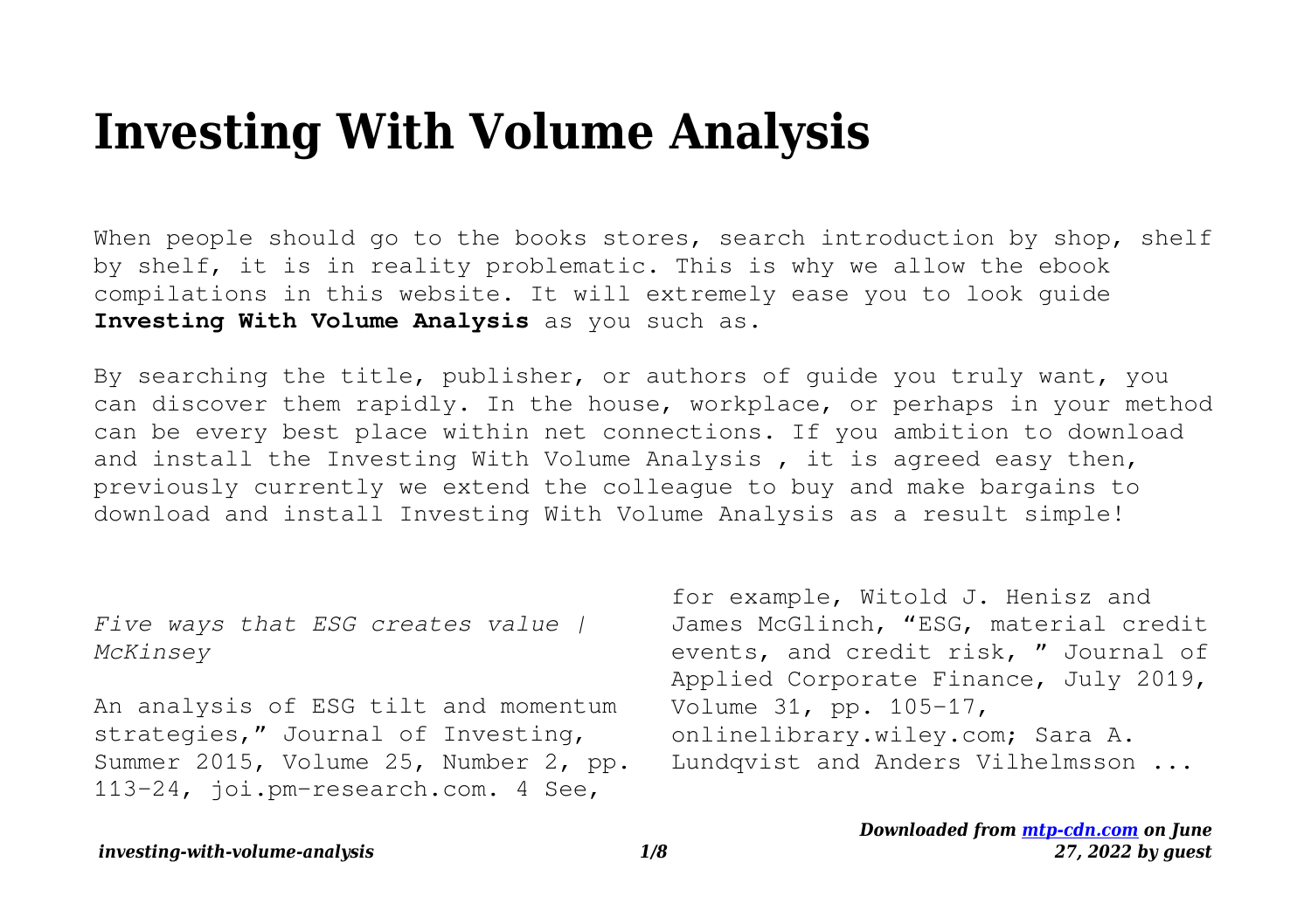# Investing With Volume Analysis

When people should go to the books stores, search introduction by shop, shelf by shelf, it is in reality problematic. This is why we allow the ebook compilations in this website. It will extremely ease you to look guide **Investing With Volume Analysis** as you such as.

By searching the title, publisher, or authors of guide you truly want, you can discover them rapidly. In the house, workplace, or perhaps in your method can be every best place within net connections. If you ambition to download and install the Investing With Volume Analysis , it is agreed easy then, previously currently we extend the colleague to buy and make bargains to download and install Investing With Volume Analysis as a result simple!

*Five ways that ESG creates value | McKinsey*

An analysis of ESG tilt and momentum strategies," Journal of Investing, Summer 2015, Volume 25, Number 2, pp. 113–24, joi.pm-research.com. 4 See, for example, Witold J. Henisz and James McGlinch, "ESG, material credit events, and credit risk, " Journal of Applied Corporate Finance, July 2019, Volume 31, pp. 105–17, onlinelibrary.wiley.com; Sara A. Lundqvist and Anders Vilhelmsson ...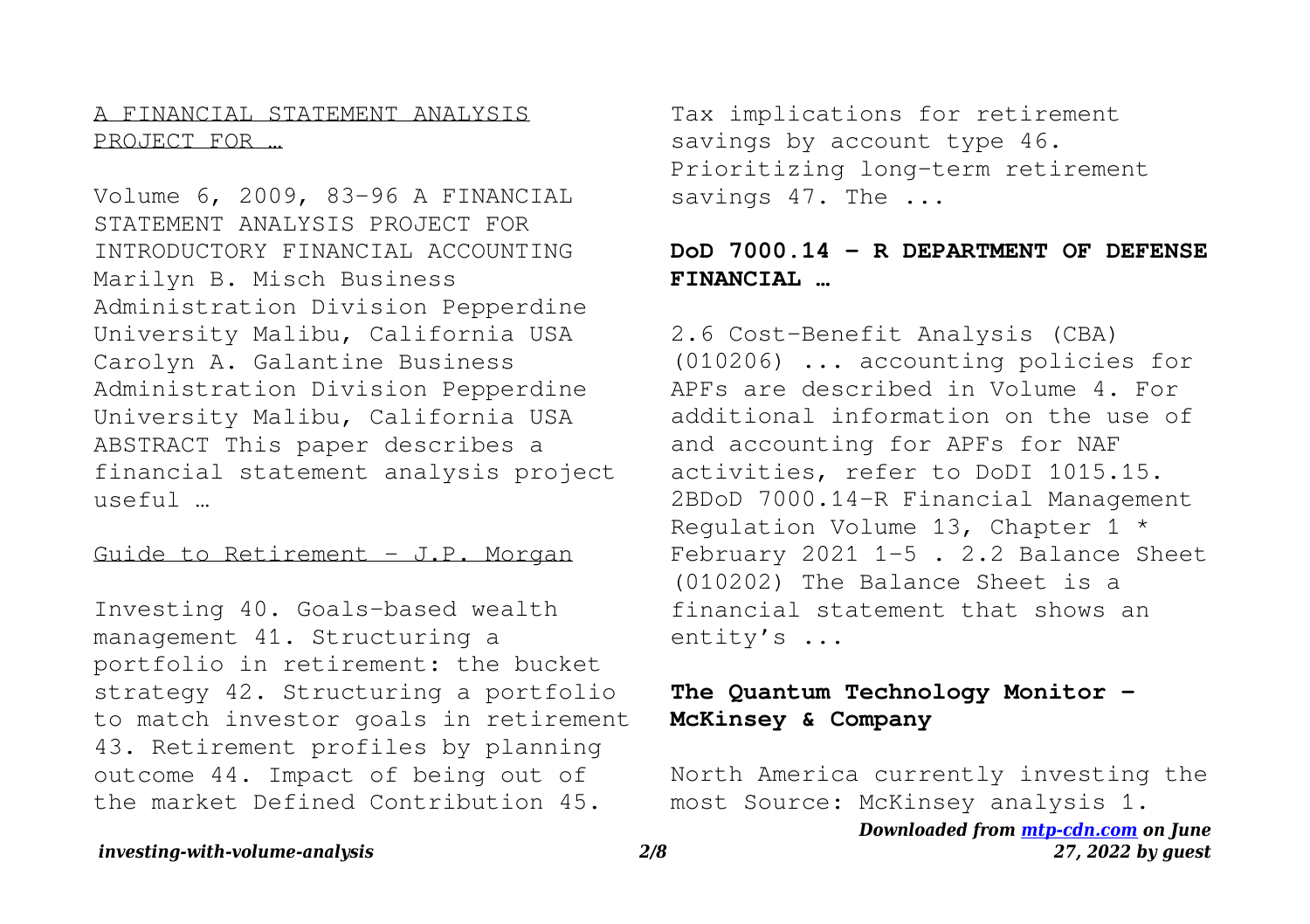## A FINANCIAL STATEMENT ANALYSIS PROJECT FOR …

Volume 6, 2009, 83-96 A FINANCIAL STATEMENT ANALYSIS PROJECT FOR INTRODUCTORY FINANCIAL ACCOUNTING Marilyn B. Misch Business Administration Division Pepperdine University Malibu, California USA Carolyn A. Galantine Business Administration Division Pepperdine University Malibu, California USA ABSTRACT This paper describes a financial statement analysis project useful …

## Guide to Retirement - J.P. Morgan

Investing 40. Goals-based wealth management 41. Structuring a portfolio in retirement: the bucket strategy 42. Structuring a portfolio to match investor goals in retirement 43. Retirement profiles by planning outcome 44. Impact of being out of the market Defined Contribution 45. Tax implications for retirement savings by account type 46. Prioritizing long-term retirement savings 47. The ...

## DoD 7000.14 - R DEPARTMENT OF DEFENSE FINANCIAL …

2.6 Cost-Benefit Analysis (CBA) (010206) ... accounting policies for APFs are described in Volume 4. For additional information on the use of and accounting for APFs for NAF activities, refer to DoDI 1015.15. 2BDoD 7000.14-R Financial Management Regulation Volume 13, Chapter 1 * February 2021 1-5 . 2.2 Balance Sheet (010202) The Balance Sheet is a financial statement that shows an entity's ...

## The Quantum Technology Monitor - McKinsey & Company

North America currently investing the most Source: McKinsey analysis 1.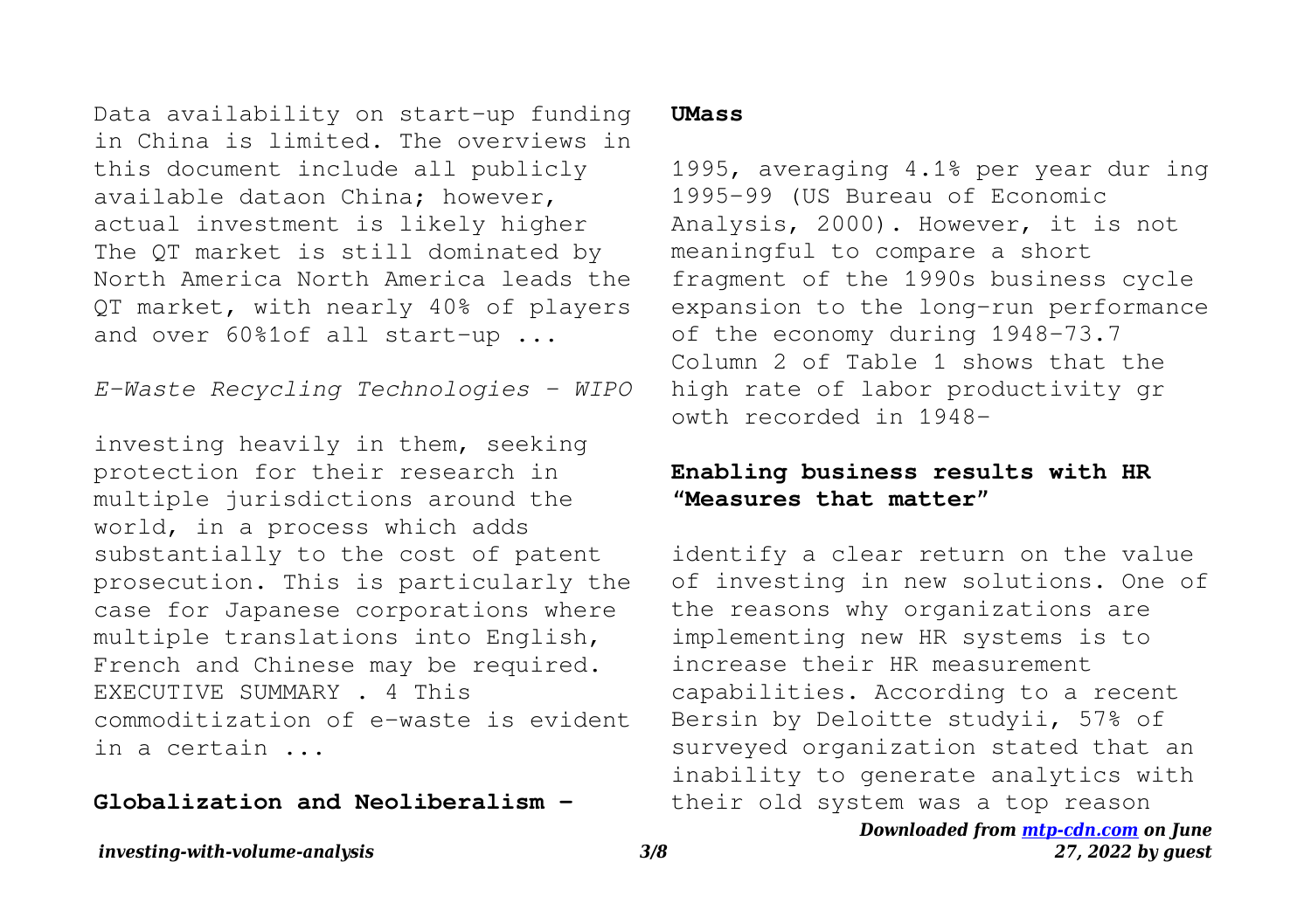Data availability on start-up funding in China is limited. The overviews in this document include all publicly available dataon China; however, actual investment is likely higher The QT market is still dominated by North America North America leads the QT market, with nearly 40% of players and over 60%1of all start-up ...

*E-Waste Recycling Technologies - WIPO*

investing heavily in them, seeking protection for their research in multiple jurisdictions around the world, in a process which adds substantially to the cost of patent prosecution. This is particularly the case for Japanese corporations where multiple translations into English, French and Chinese may be required. EXECUTIVE SUMMARY . 4 This commoditization of e-waste is evident in a certain ...

**Globalization and Neoliberalism - UMass**

1995, averaging 4.1% per year dur ing 1995–99 (US Bureau of Economic Analysis, 2000). However, it is not meaningful to compare a short fragment of the 1990s business cycle expansion to the long-run performance of the economy during 1948–73.7 Column 2 of Table 1 shows that the high rate of labor productivity gr owth recorded in 1948–

**Enabling business results with HR "Measures that matter"**

identify a clear return on the value of investing in new solutions. One of the reasons why organizations are implementing new HR systems is to increase their HR measurement capabilities. According to a recent Bersin by Deloitte studyii, 57% of surveyed organization stated that an inability to generate analytics with their old system was a top reason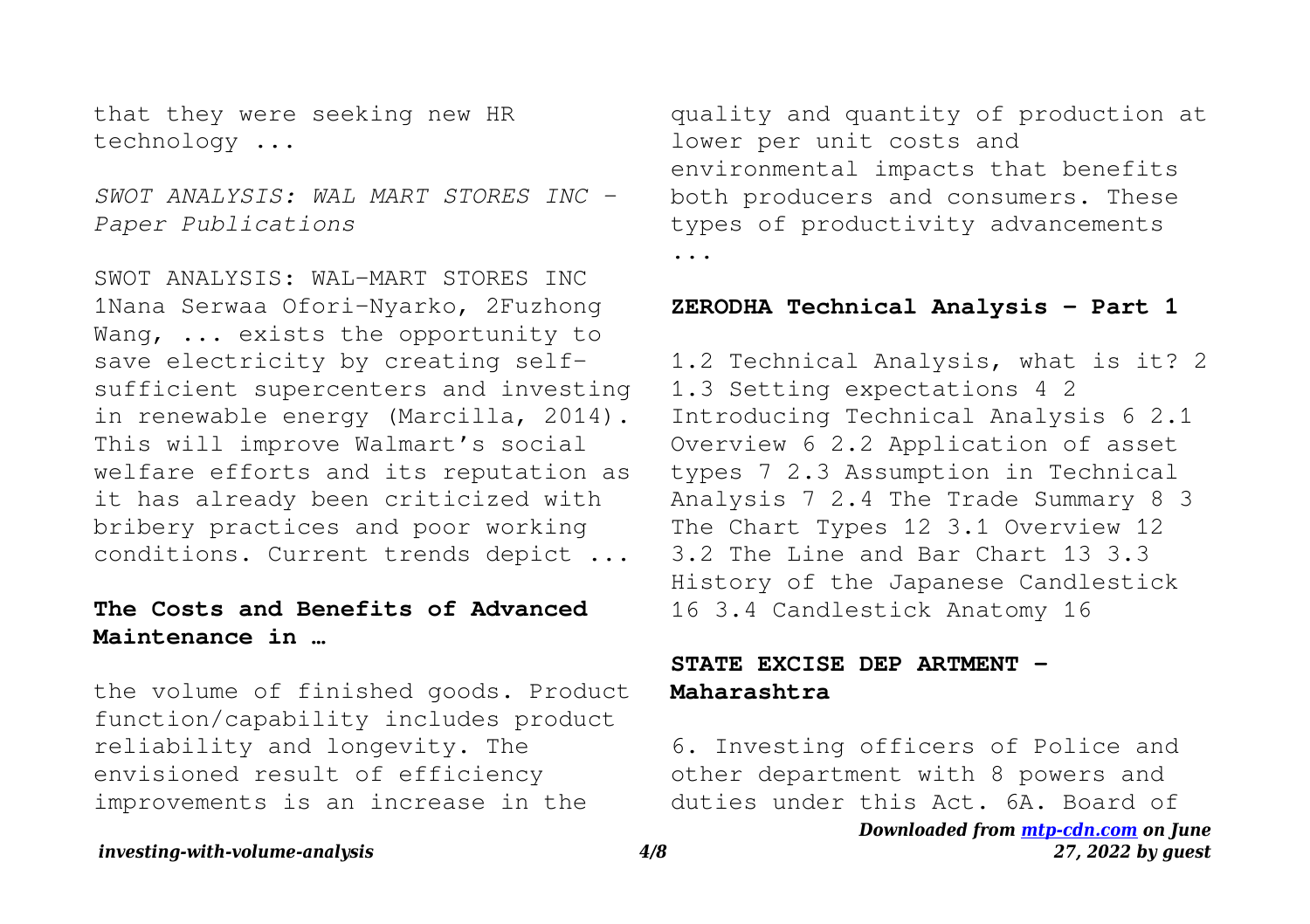that they were seeking new HR technology ...

*SWOT ANALYSIS: WAL MART STORES INC - Paper Publications*

SWOT ANALYSIS: WAL-MART STORES INC 1Nana Serwaa Ofori-Nyarko, 2Fuzhong Wang, ... exists the opportunity to save electricity by creating self-sufficient supercenters and investing in renewable energy (Marcilla, 2014). This will improve Walmart's social welfare efforts and its reputation as it has already been criticized with bribery practices and poor working conditions. Current trends depict ...

### The Costs and Benefits of Advanced Maintenance in …

the volume of finished goods. Product function/capability includes product reliability and longevity. The envisioned result of efficiency improvements is an increase in the quality and quantity of production at lower per unit costs and environmental impacts that benefits both producers and consumers. These types of productivity advancements ...

### ZERODHA Technical Analysis - Part 1

1.2 Technical Analysis, what is it? 2 1.3 Setting expectations 4 2 Introducing Technical Analysis 6 2.1 Overview 6 2.2 Application of asset types 7 2.3 Assumption in Technical Analysis 7 2.4 The Trade Summary 8 3 The Chart Types 12 3.1 Overview 12 3.2 The Line and Bar Chart 13 3.3 History of the Japanese Candlestick 16 3.4 Candlestick Anatomy 16

### STATE EXCISE DEP ARTMENT - Maharashtra

6. Investing officers of Police and other department with 8 powers and duties under this Act. 6A. Board of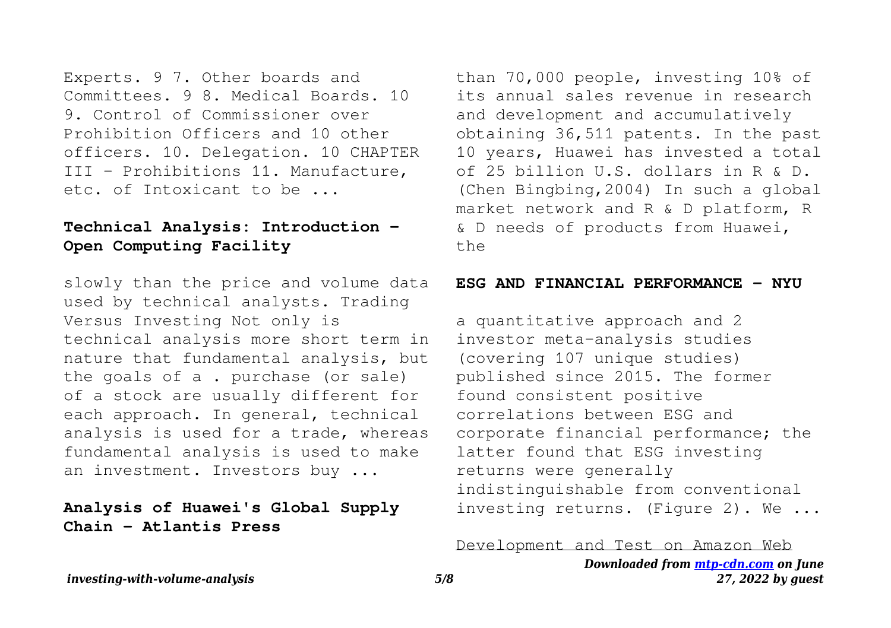Experts. 9 7. Other boards and Committees. 9 8. Medical Boards. 10 9. Control of Commissioner over Prohibition Officers and 10 other officers. 10. Delegation. 10 CHAPTER III – Prohibitions 11. Manufacture, etc. of Intoxicant to be ...

**Technical Analysis: Introduction - Open Computing Facility**

slowly than the price and volume data used by technical analysts. Trading Versus Investing Not only is technical analysis more short term in nature that fundamental analysis, but the goals of a . purchase (or sale) of a stock are usually different for each approach. In general, technical analysis is used for a trade, whereas fundamental analysis is used to make an investment. Investors buy ...

**Analysis of Huawei's Global Supply Chain - Atlantis Press**

than 70,000 people, investing 10% of its annual sales revenue in research and development and accumulatively obtaining 36,511 patents. In the past 10 years, Huawei has invested a total of 25 billion U.S. dollars in R & D. (Chen Bingbing,2004) In such a global market network and R & D platform, R & D needs of products from Huawei, the

**ESG AND FINANCIAL PERFORMANCE - NYU**

a quantitative approach and 2 investor meta-analysis studies (covering 107 unique studies) published since 2015. The former found consistent positive correlations between ESG and corporate financial performance; the latter found that ESG investing returns were generally indistinguishable from conventional investing returns. (Figure 2). We ...

Development and Test on Amazon Web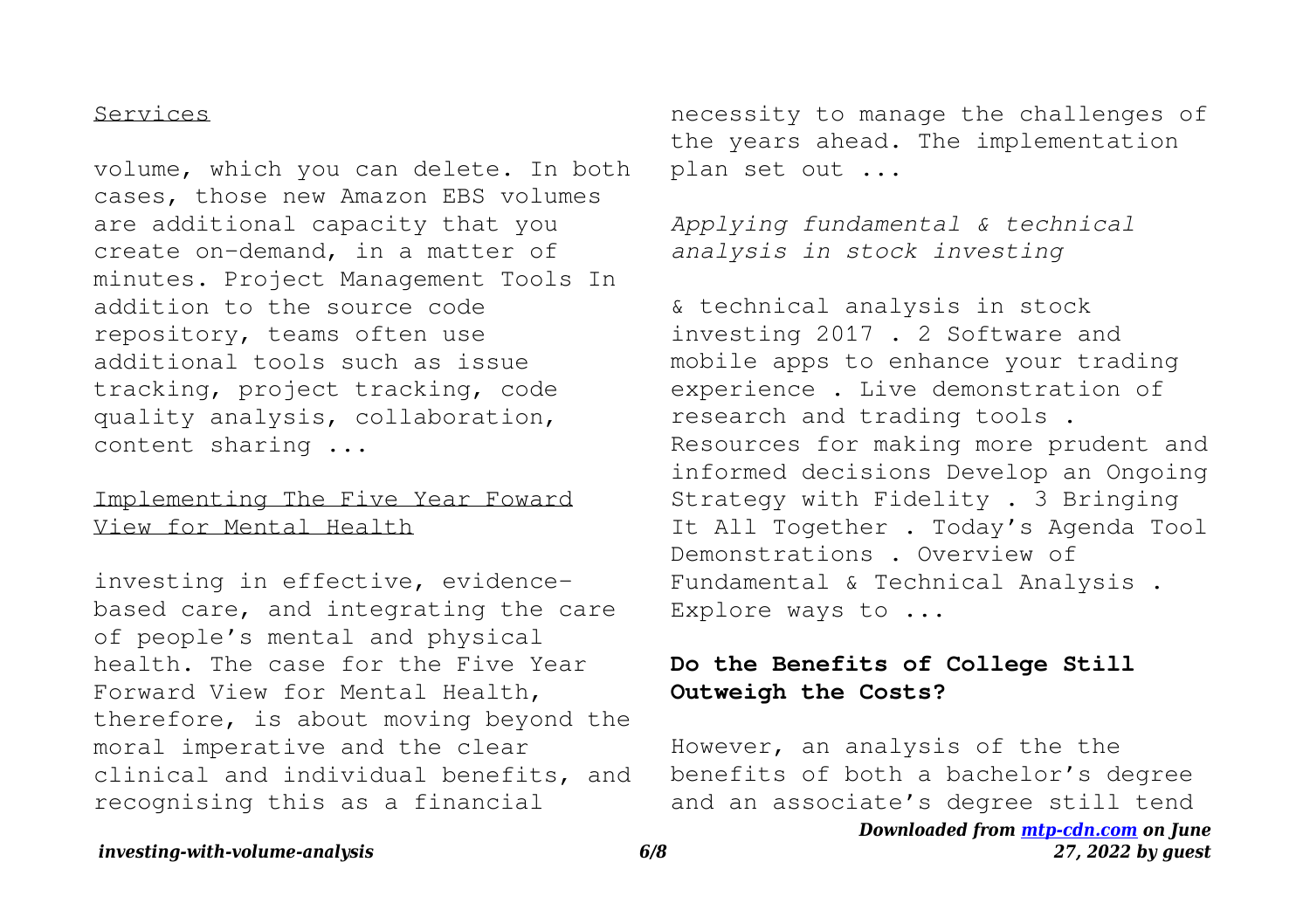Services

volume, which you can delete. In both cases, those new Amazon EBS volumes are additional capacity that you create on-demand, in a matter of minutes. Project Management Tools In addition to the source code repository, teams often use additional tools such as issue tracking, project tracking, code quality analysis, collaboration, content sharing ...

Implementing The Five Year Foward View for Mental Health

investing in effective, evidence-based care, and integrating the care of people's mental and physical health. The case for the Five Year Forward View for Mental Health, therefore, is about moving beyond the moral imperative and the clear clinical and individual benefits, and recognising this as a financial necessity to manage the challenges of the years ahead. The implementation plan set out ...

*Applying fundamental & technical analysis in stock investing*

& technical analysis in stock investing 2017 . 2 Software and mobile apps to enhance your trading experience . Live demonstration of research and trading tools . Resources for making more prudent and informed decisions Develop an Ongoing Strategy with Fidelity . 3 Bringing It All Together . Today's Agenda Tool Demonstrations . Overview of Fundamental & Technical Analysis . Explore ways to ...

**Do the Benefits of College Still Outweigh the Costs?**

However, an analysis of the the benefits of both a bachelor's degree and an associate's degree still tend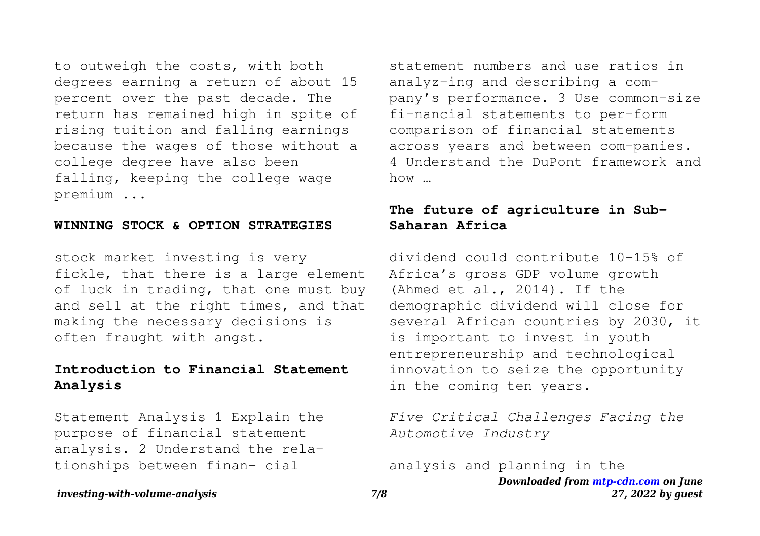to outweigh the costs, with both degrees earning a return of about 15 percent over the past decade. The return has remained high in spite of rising tuition and falling earnings because the wages of those without a college degree have also been falling, keeping the college wage premium ...

#### WINNING STOCK & OPTION STRATEGIES

stock market investing is very fickle, that there is a large element of luck in trading, that one must buy and sell at the right times, and that making the necessary decisions is often fraught with angst.

### Introduction to Financial Statement Analysis

Statement Analysis 1 Explain the purpose of financial statement analysis. 2 Understand the rela-tionships between finan- cial statement numbers and use ratios in analyz-ing and describing a com-pany's performance. 3 Use common-size fi-nancial statements to per-form comparison of financial statements across years and between com-panies. 4 Understand the DuPont framework and how …

### The future of agriculture in Sub-Saharan Africa

dividend could contribute 10-15% of Africa's gross GDP volume growth (Ahmed et al., 2014). If the demographic dividend will close for several African countries by 2030, it is important to invest in youth entrepreneurship and technological innovation to seize the opportunity in the coming ten years.

*Five Critical Challenges Facing the Automotive Industry*

analysis and planning in the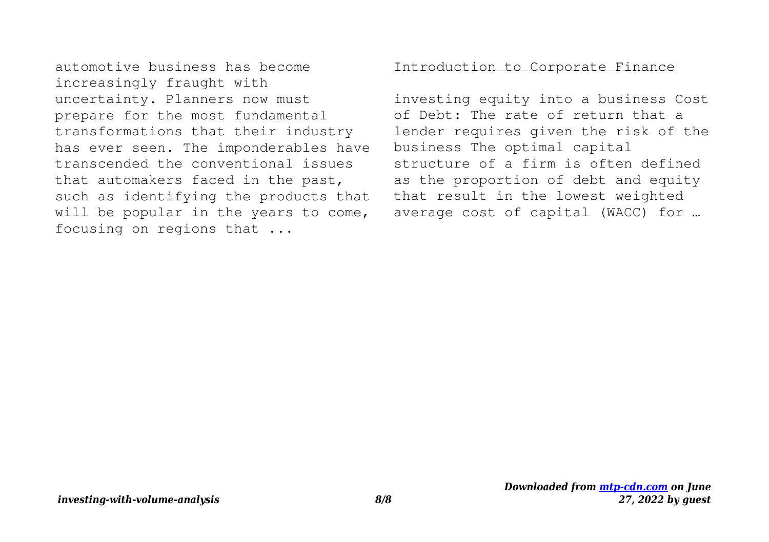automotive business has become increasingly fraught with uncertainty. Planners now must prepare for the most fundamental transformations that their industry has ever seen. The imponderables have transcended the conventional issues that automakers faced in the past, such as identifying the products that will be popular in the years to come, focusing on regions that ...

## Introduction to Corporate Finance

investing equity into a business Cost of Debt: The rate of return that a lender requires given the risk of the business The optimal capital structure of a firm is often defined as the proportion of debt and equity that result in the lowest weighted average cost of capital (WACC) for …